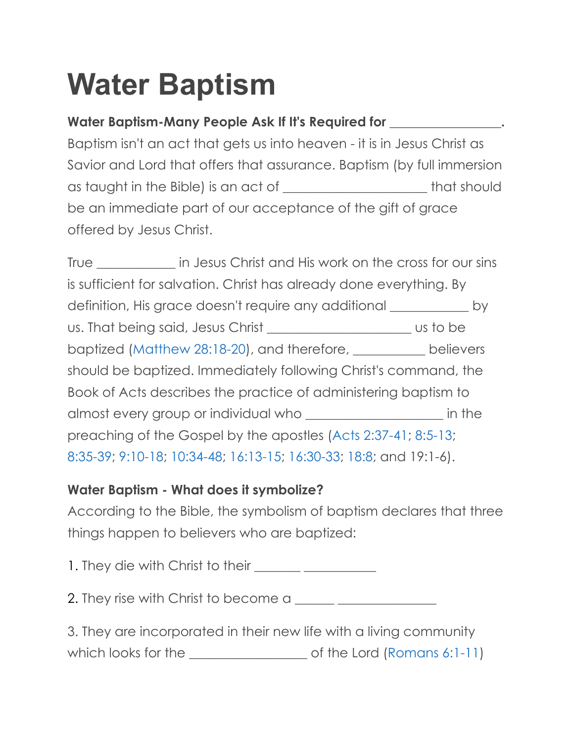# Water Baptism

**Water Baptism-Many People Ask If It's Required for _______________.**
Baptism isn't an act that gets us into heaven - it is in Jesus Christ as Savior and Lord that offers that assurance. Baptism (by full immersion as taught in the Bible) is an act of ___________________ that should be an immediate part of our acceptance of the gift of grace offered by Jesus Christ.

True ___________ in Jesus Christ and His work on the cross for our sins is sufficient for salvation. Christ has already done everything. By definition, His grace doesn't require any additional ___________ by us. That being said, Jesus Christ ____________________ us to be baptized (Matthew 28:18-20), and therefore, __________ believers should be baptized. Immediately following Christ's command, the Book of Acts describes the practice of administering baptism to almost every group or individual who ___________________ in the preaching of the Gospel by the apostles (Acts 2:37-41; 8:5-13; 8:35-39; 9:10-18; 10:34-48; 16:13-15; 16:30-33; 18:8; and 19:1-6).

**Water Baptism - What does it symbolize?**
According to the Bible, the symbolism of baptism declares that three things happen to believers who are baptized:

1. They die with Christ to their ______ __________

2. They rise with Christ to become a _____ ______________

3. They are incorporated in their new life with a living community which looks for the ________________ of the Lord (Romans 6:1-11)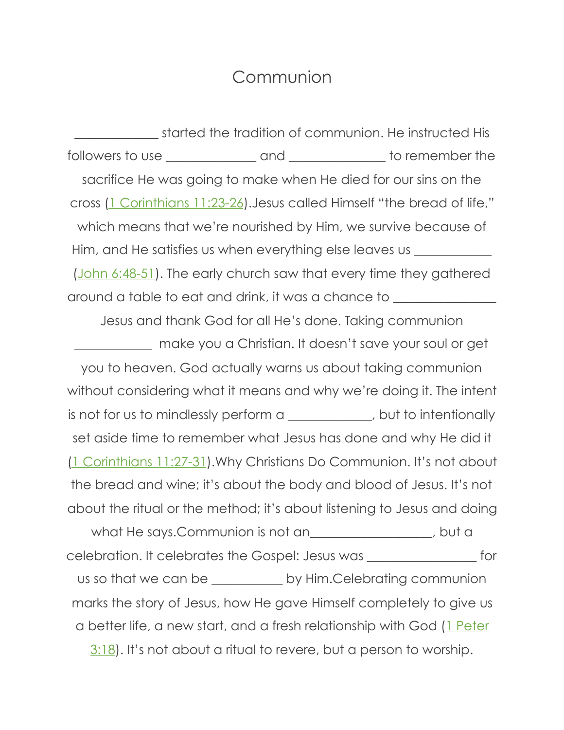# Communion

____________ started the tradition of communion. He instructed His followers to use _____________ and ______________ to remember the sacrifice He was going to make when He died for our sins on the cross (1 Corinthians 11:23-26).Jesus called Himself "the bread of life," which means that we're nourished by Him, we survive because of Him, and He satisfies us when everything else leaves us ___________ (John 6:48-51). The early church saw that every time they gathered around a table to eat and drink, it was a chance to _______________ Jesus and thank God for all He's done. Taking communion ___________ make you a Christian. It doesn't save your soul or get you to heaven. God actually warns us about taking communion without considering what it means and why we're doing it. The intent is not for us to mindlessly perform a ____________, but to intentionally set aside time to remember what Jesus has done and why He did it (1 Corinthians 11:27-31).Why Christians Do Communion. It's not about the bread and wine; it's about the body and blood of Jesus. It's not about the ritual or the method; it's about listening to Jesus and doing what He says.Communion is not an__________________, but a celebration. It celebrates the Gospel: Jesus was ________________ for us so that we can be __________ by Him.Celebrating communion marks the story of Jesus, how He gave Himself completely to give us a better life, a new start, and a fresh relationship with God (1 Peter 3:18). It's not about a ritual to revere, but a person to worship.